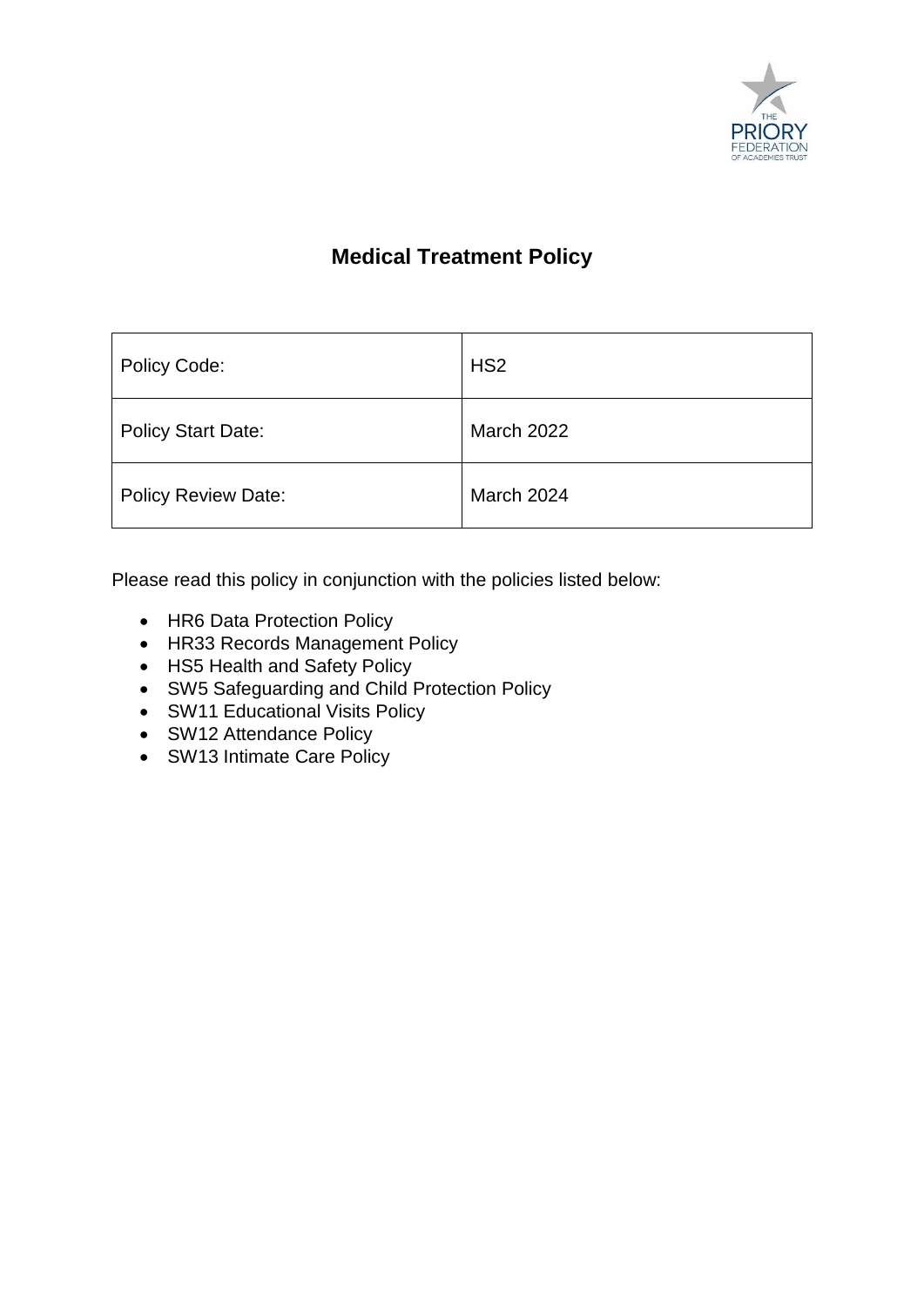# Medical Treatment Policy

| Policy Code: | HS2 |
|---|---|
| Policy Start Date: | March 2022 |
| Policy Review Date: | March 2024 |

Please read this policy in conjunction with the policies listed below:

- HR6 Data Protection Policy
- HR33 Records Management Policy
- HS5 Health and Safety Policy
- SW5 Safeguarding and Child Protection Policy
- SW11 Educational Visits Policy
- SW12 Attendance Policy
- SW13 Intimate Care Policy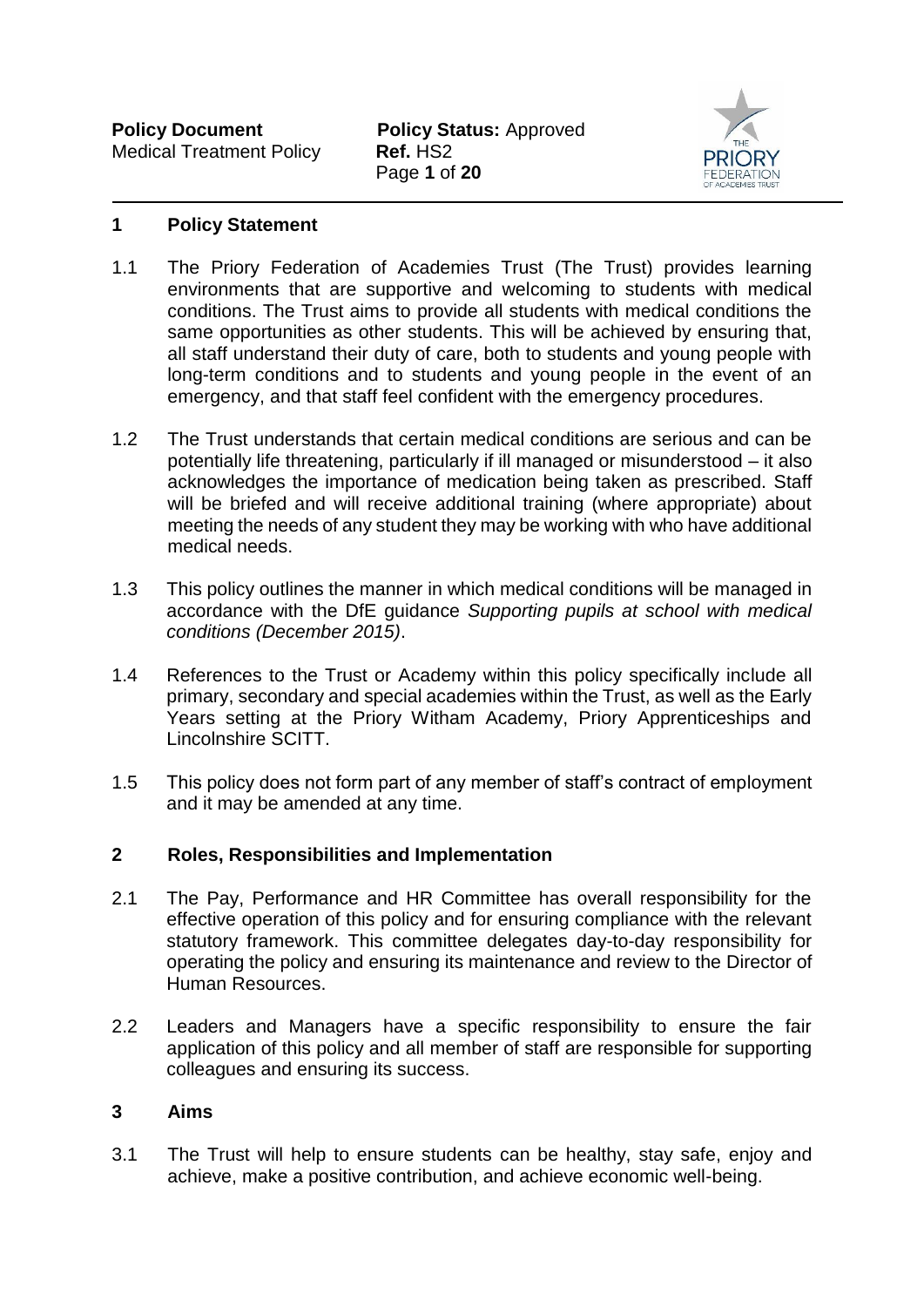## 1 Policy Statement

1.1 The Priory Federation of Academies Trust (The Trust) provides learning environments that are supportive and welcoming to students with medical conditions. The Trust aims to provide all students with medical conditions the same opportunities as other students. This will be achieved by ensuring that, all staff understand their duty of care, both to students and young people with long-term conditions and to students and young people in the event of an emergency, and that staff feel confident with the emergency procedures.

1.2 The Trust understands that certain medical conditions are serious and can be potentially life threatening, particularly if ill managed or misunderstood – it also acknowledges the importance of medication being taken as prescribed. Staff will be briefed and will receive additional training (where appropriate) about meeting the needs of any student they may be working with who have additional medical needs.

1.3 This policy outlines the manner in which medical conditions will be managed in accordance with the DfE guidance *Supporting pupils at school with medical conditions (December 2015)*.

1.4 References to the Trust or Academy within this policy specifically include all primary, secondary and special academies within the Trust, as well as the Early Years setting at the Priory Witham Academy, Priory Apprenticeships and Lincolnshire SCITT.

1.5 This policy does not form part of any member of staff's contract of employment and it may be amended at any time.

## 2 Roles, Responsibilities and Implementation

2.1 The Pay, Performance and HR Committee has overall responsibility for the effective operation of this policy and for ensuring compliance with the relevant statutory framework. This committee delegates day-to-day responsibility for operating the policy and ensuring its maintenance and review to the Director of Human Resources.

2.2 Leaders and Managers have a specific responsibility to ensure the fair application of this policy and all member of staff are responsible for supporting colleagues and ensuring its success.

## 3 Aims

3.1 The Trust will help to ensure students can be healthy, stay safe, enjoy and achieve, make a positive contribution, and achieve economic well-being.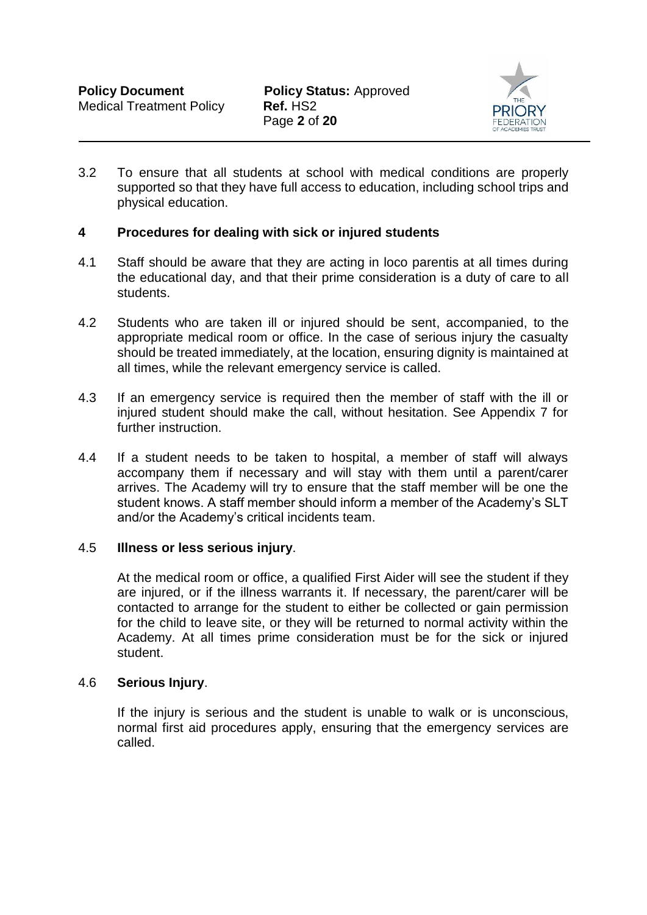3.2 To ensure that all students at school with medical conditions are properly supported so that they have full access to education, including school trips and physical education.

## 4 Procedures for dealing with sick or injured students

4.1 Staff should be aware that they are acting in loco parentis at all times during the educational day, and that their prime consideration is a duty of care to all students.

4.2 Students who are taken ill or injured should be sent, accompanied, to the appropriate medical room or office. In the case of serious injury the casualty should be treated immediately, at the location, ensuring dignity is maintained at all times, while the relevant emergency service is called.

4.3 If an emergency service is required then the member of staff with the ill or injured student should make the call, without hesitation. See Appendix 7 for further instruction.

4.4 If a student needs to be taken to hospital, a member of staff will always accompany them if necessary and will stay with them until a parent/carer arrives. The Academy will try to ensure that the staff member will be one the student knows. A staff member should inform a member of the Academy's SLT and/or the Academy's critical incidents team.

4.5 **Illness or less serious injury**.

At the medical room or office, a qualified First Aider will see the student if they are injured, or if the illness warrants it. If necessary, the parent/carer will be contacted to arrange for the student to either be collected or gain permission for the child to leave site, or they will be returned to normal activity within the Academy. At all times prime consideration must be for the sick or injured student.

4.6 **Serious Injury**.

If the injury is serious and the student is unable to walk or is unconscious, normal first aid procedures apply, ensuring that the emergency services are called.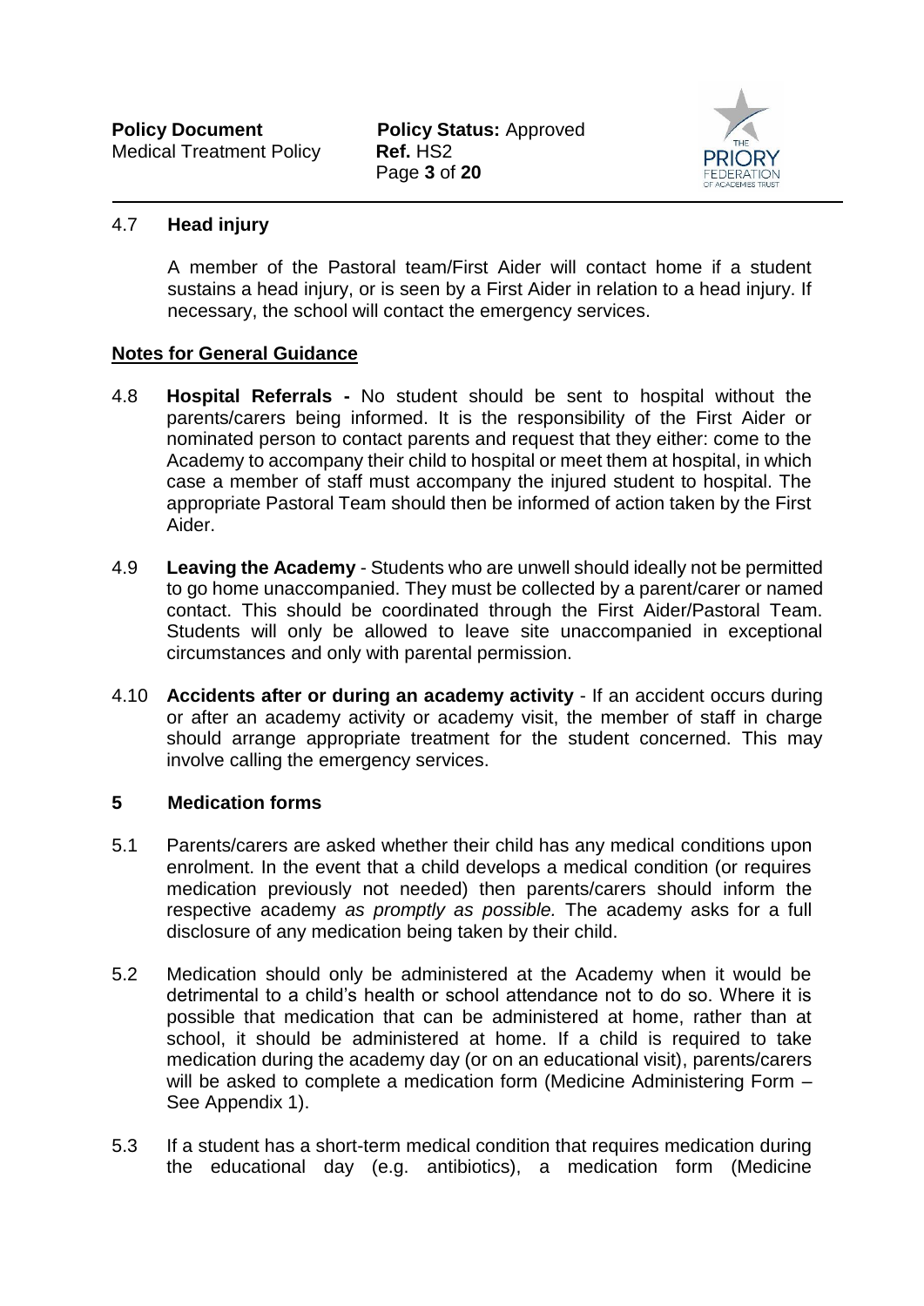### 4.7 Head injury

A member of the Pastoral team/First Aider will contact home if a student sustains a head injury, or is seen by a First Aider in relation to a head injury. If necessary, the school will contact the emergency services.

**Notes for General Guidance**

4.8 **Hospital Referrals -** No student should be sent to hospital without the parents/carers being informed. It is the responsibility of the First Aider or nominated person to contact parents and request that they either: come to the Academy to accompany their child to hospital or meet them at hospital, in which case a member of staff must accompany the injured student to hospital. The appropriate Pastoral Team should then be informed of action taken by the First Aider.

4.9 **Leaving the Academy** - Students who are unwell should ideally not be permitted to go home unaccompanied. They must be collected by a parent/carer or named contact. This should be coordinated through the First Aider/Pastoral Team. Students will only be allowed to leave site unaccompanied in exceptional circumstances and only with parental permission.

4.10 **Accidents after or during an academy activity** - If an accident occurs during or after an academy activity or academy visit, the member of staff in charge should arrange appropriate treatment for the student concerned. This may involve calling the emergency services.

## 5 Medication forms

5.1 Parents/carers are asked whether their child has any medical conditions upon enrolment. In the event that a child develops a medical condition (or requires medication previously not needed) then parents/carers should inform the respective academy *as promptly as possible.* The academy asks for a full disclosure of any medication being taken by their child.

5.2 Medication should only be administered at the Academy when it would be detrimental to a child's health or school attendance not to do so. Where it is possible that medication that can be administered at home, rather than at school, it should be administered at home. If a child is required to take medication during the academy day (or on an educational visit), parents/carers will be asked to complete a medication form (Medicine Administering Form – See Appendix 1).

5.3 If a student has a short-term medical condition that requires medication during the educational day (e.g. antibiotics), a medication form (Medicine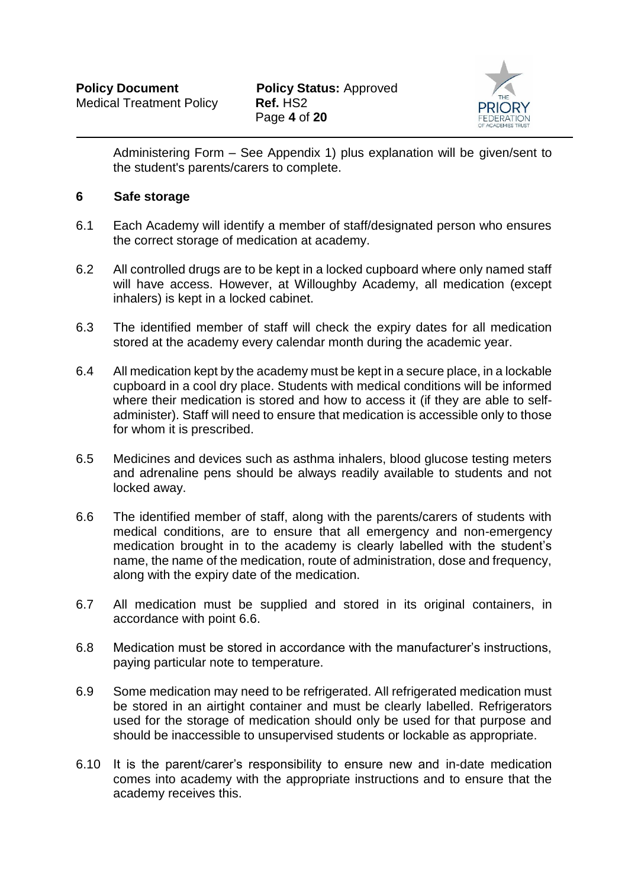Administering Form – See Appendix 1) plus explanation will be given/sent to the student's parents/carers to complete.

## 6 Safe storage

6.1 Each Academy will identify a member of staff/designated person who ensures the correct storage of medication at academy.

6.2 All controlled drugs are to be kept in a locked cupboard where only named staff will have access. However, at Willoughby Academy, all medication (except inhalers) is kept in a locked cabinet.

6.3 The identified member of staff will check the expiry dates for all medication stored at the academy every calendar month during the academic year.

6.4 All medication kept by the academy must be kept in a secure place, in a lockable cupboard in a cool dry place. Students with medical conditions will be informed where their medication is stored and how to access it (if they are able to self-administer). Staff will need to ensure that medication is accessible only to those for whom it is prescribed.

6.5 Medicines and devices such as asthma inhalers, blood glucose testing meters and adrenaline pens should be always readily available to students and not locked away.

6.6 The identified member of staff, along with the parents/carers of students with medical conditions, are to ensure that all emergency and non-emergency medication brought in to the academy is clearly labelled with the student's name, the name of the medication, route of administration, dose and frequency, along with the expiry date of the medication.

6.7 All medication must be supplied and stored in its original containers, in accordance with point 6.6.

6.8 Medication must be stored in accordance with the manufacturer's instructions, paying particular note to temperature.

6.9 Some medication may need to be refrigerated. All refrigerated medication must be stored in an airtight container and must be clearly labelled. Refrigerators used for the storage of medication should only be used for that purpose and should be inaccessible to unsupervised students or lockable as appropriate.

6.10 It is the parent/carer's responsibility to ensure new and in-date medication comes into academy with the appropriate instructions and to ensure that the academy receives this.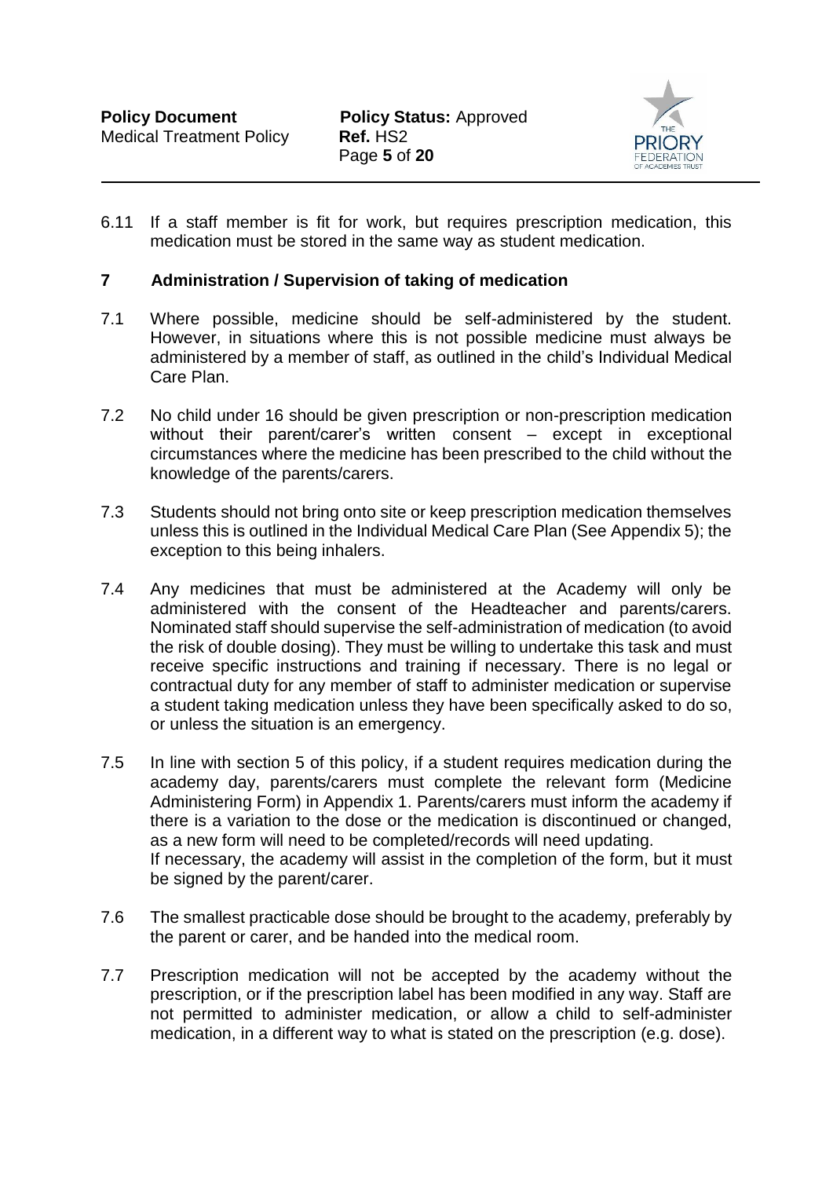6.11 If a staff member is fit for work, but requires prescription medication, this medication must be stored in the same way as student medication.

## 7 Administration / Supervision of taking of medication

7.1 Where possible, medicine should be self-administered by the student. However, in situations where this is not possible medicine must always be administered by a member of staff, as outlined in the child's Individual Medical Care Plan.

7.2 No child under 16 should be given prescription or non-prescription medication without their parent/carer's written consent – except in exceptional circumstances where the medicine has been prescribed to the child without the knowledge of the parents/carers.

7.3 Students should not bring onto site or keep prescription medication themselves unless this is outlined in the Individual Medical Care Plan (See Appendix 5); the exception to this being inhalers.

7.4 Any medicines that must be administered at the Academy will only be administered with the consent of the Headteacher and parents/carers. Nominated staff should supervise the self-administration of medication (to avoid the risk of double dosing). They must be willing to undertake this task and must receive specific instructions and training if necessary. There is no legal or contractual duty for any member of staff to administer medication or supervise a student taking medication unless they have been specifically asked to do so, or unless the situation is an emergency.

7.5 In line with section 5 of this policy, if a student requires medication during the academy day, parents/carers must complete the relevant form (Medicine Administering Form) in Appendix 1. Parents/carers must inform the academy if there is a variation to the dose or the medication is discontinued or changed, as a new form will need to be completed/records will need updating.
If necessary, the academy will assist in the completion of the form, but it must be signed by the parent/carer.

7.6 The smallest practicable dose should be brought to the academy, preferably by the parent or carer, and be handed into the medical room.

7.7 Prescription medication will not be accepted by the academy without the prescription, or if the prescription label has been modified in any way. Staff are not permitted to administer medication, or allow a child to self-administer medication, in a different way to what is stated on the prescription (e.g. dose).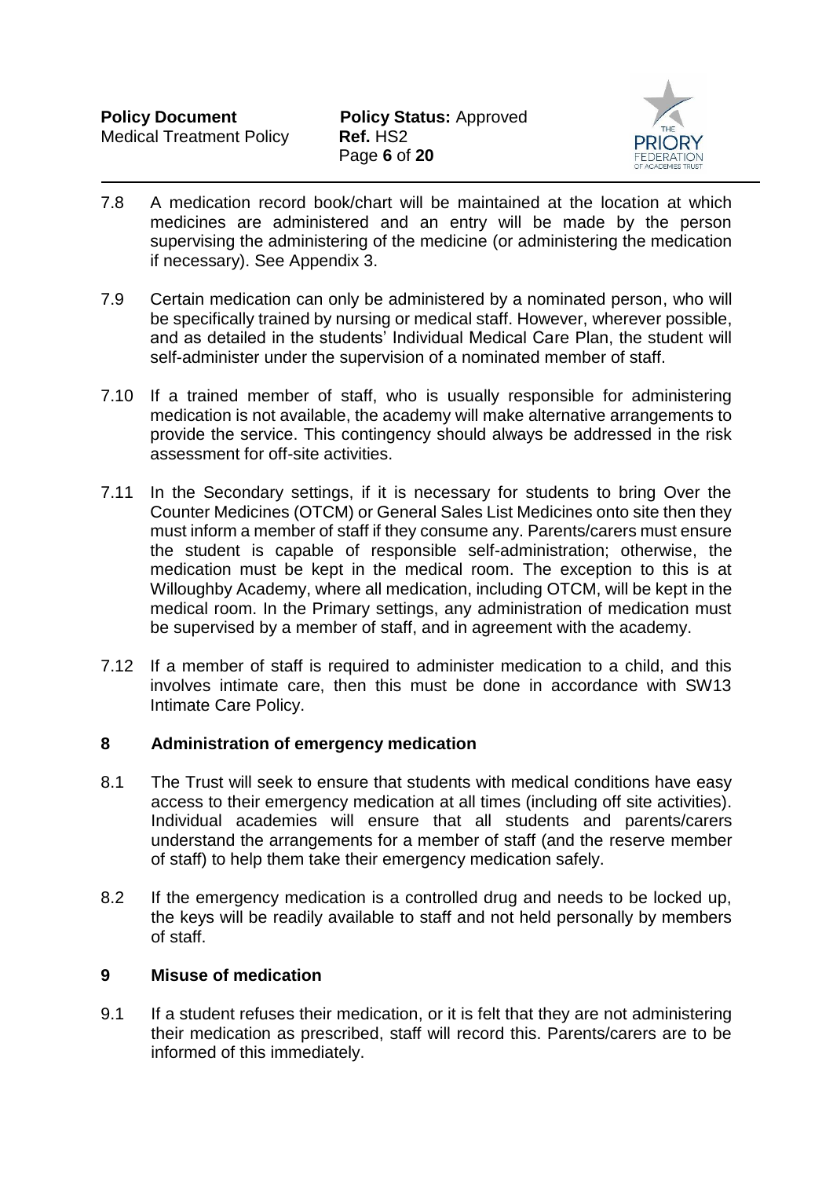7.8 A medication record book/chart will be maintained at the location at which medicines are administered and an entry will be made by the person supervising the administering of the medicine (or administering the medication if necessary). See Appendix 3.

7.9 Certain medication can only be administered by a nominated person, who will be specifically trained by nursing or medical staff. However, wherever possible, and as detailed in the students' Individual Medical Care Plan, the student will self-administer under the supervision of a nominated member of staff.

7.10 If a trained member of staff, who is usually responsible for administering medication is not available, the academy will make alternative arrangements to provide the service. This contingency should always be addressed in the risk assessment for off-site activities.

7.11 In the Secondary settings, if it is necessary for students to bring Over the Counter Medicines (OTCM) or General Sales List Medicines onto site then they must inform a member of staff if they consume any. Parents/carers must ensure the student is capable of responsible self-administration; otherwise, the medication must be kept in the medical room. The exception to this is at Willoughby Academy, where all medication, including OTCM, will be kept in the medical room. In the Primary settings, any administration of medication must be supervised by a member of staff, and in agreement with the academy.

7.12 If a member of staff is required to administer medication to a child, and this involves intimate care, then this must be done in accordance with SW13 Intimate Care Policy.

## 8 Administration of emergency medication

8.1 The Trust will seek to ensure that students with medical conditions have easy access to their emergency medication at all times (including off site activities). Individual academies will ensure that all students and parents/carers understand the arrangements for a member of staff (and the reserve member of staff) to help them take their emergency medication safely.

8.2 If the emergency medication is a controlled drug and needs to be locked up, the keys will be readily available to staff and not held personally by members of staff.

## 9 Misuse of medication

9.1 If a student refuses their medication, or it is felt that they are not administering their medication as prescribed, staff will record this. Parents/carers are to be informed of this immediately.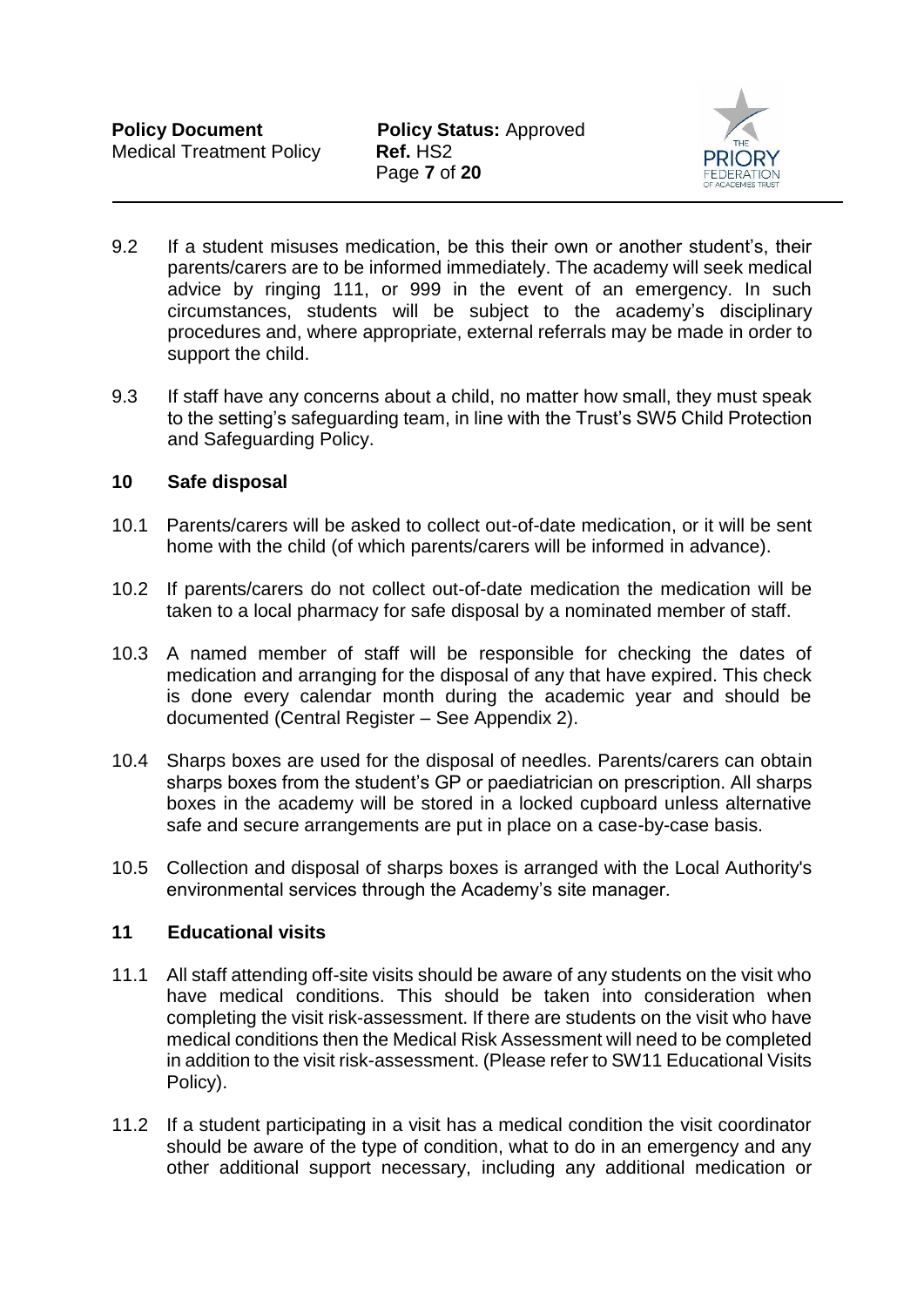9.2 If a student misuses medication, be this their own or another student's, their parents/carers are to be informed immediately. The academy will seek medical advice by ringing 111, or 999 in the event of an emergency. In such circumstances, students will be subject to the academy's disciplinary procedures and, where appropriate, external referrals may be made in order to support the child.

9.3 If staff have any concerns about a child, no matter how small, they must speak to the setting's safeguarding team, in line with the Trust's SW5 Child Protection and Safeguarding Policy.

## 10 Safe disposal

10.1 Parents/carers will be asked to collect out-of-date medication, or it will be sent home with the child (of which parents/carers will be informed in advance).

10.2 If parents/carers do not collect out-of-date medication the medication will be taken to a local pharmacy for safe disposal by a nominated member of staff.

10.3 A named member of staff will be responsible for checking the dates of medication and arranging for the disposal of any that have expired. This check is done every calendar month during the academic year and should be documented (Central Register – See Appendix 2).

10.4 Sharps boxes are used for the disposal of needles. Parents/carers can obtain sharps boxes from the student's GP or paediatrician on prescription. All sharps boxes in the academy will be stored in a locked cupboard unless alternative safe and secure arrangements are put in place on a case-by-case basis.

10.5 Collection and disposal of sharps boxes is arranged with the Local Authority's environmental services through the Academy's site manager.

## 11 Educational visits

11.1 All staff attending off-site visits should be aware of any students on the visit who have medical conditions. This should be taken into consideration when completing the visit risk-assessment. If there are students on the visit who have medical conditions then the Medical Risk Assessment will need to be completed in addition to the visit risk-assessment. (Please refer to SW11 Educational Visits Policy).

11.2 If a student participating in a visit has a medical condition the visit coordinator should be aware of the type of condition, what to do in an emergency and any other additional support necessary, including any additional medication or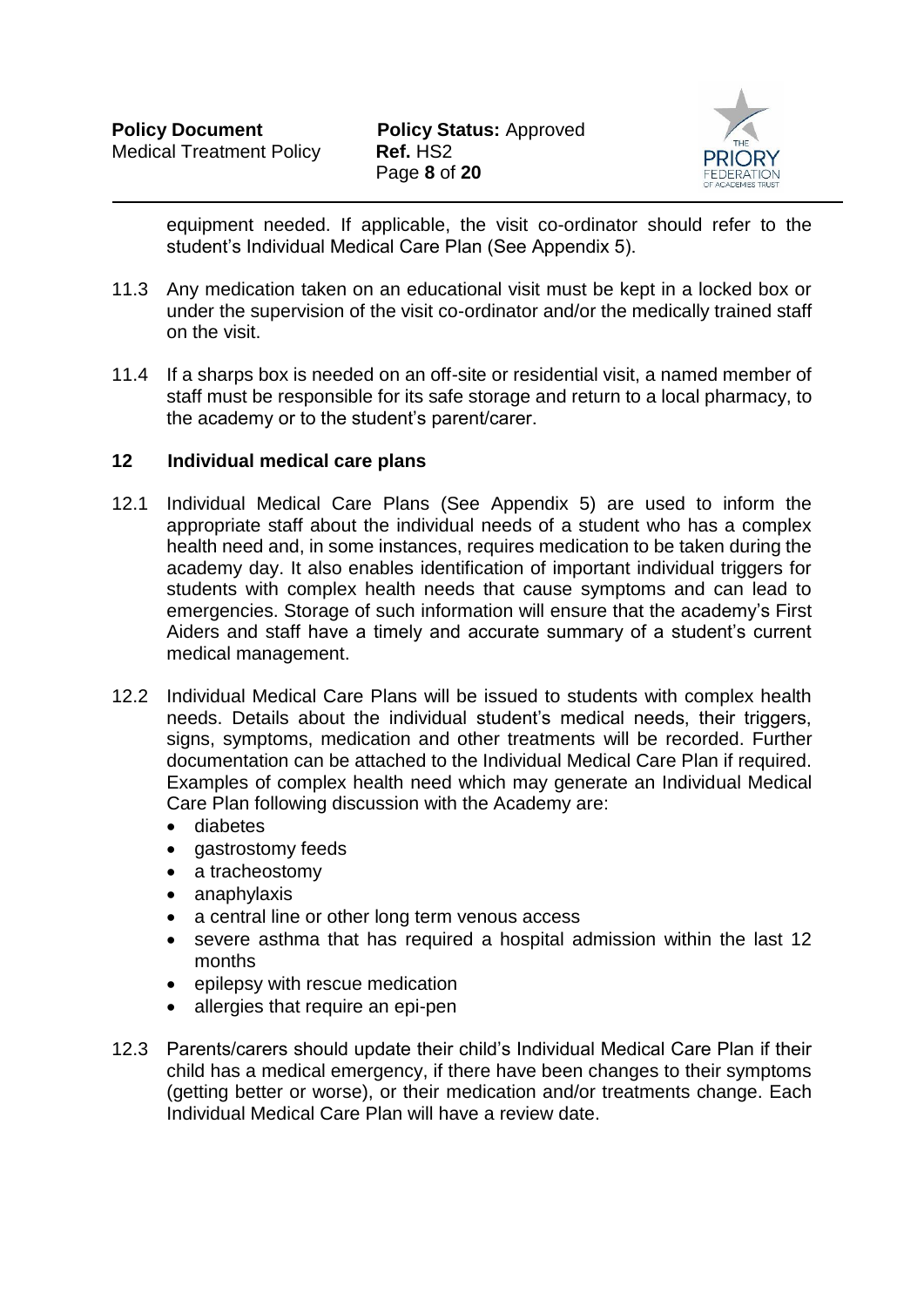equipment needed. If applicable, the visit co-ordinator should refer to the student's Individual Medical Care Plan (See Appendix 5).

11.3 Any medication taken on an educational visit must be kept in a locked box or under the supervision of the visit co-ordinator and/or the medically trained staff on the visit.

11.4 If a sharps box is needed on an off-site or residential visit, a named member of staff must be responsible for its safe storage and return to a local pharmacy, to the academy or to the student's parent/carer.

## 12 Individual medical care plans

12.1 Individual Medical Care Plans (See Appendix 5) are used to inform the appropriate staff about the individual needs of a student who has a complex health need and, in some instances, requires medication to be taken during the academy day. It also enables identification of important individual triggers for students with complex health needs that cause symptoms and can lead to emergencies. Storage of such information will ensure that the academy's First Aiders and staff have a timely and accurate summary of a student's current medical management.

12.2 Individual Medical Care Plans will be issued to students with complex health needs. Details about the individual student's medical needs, their triggers, signs, symptoms, medication and other treatments will be recorded. Further documentation can be attached to the Individual Medical Care Plan if required. Examples of complex health need which may generate an Individual Medical Care Plan following discussion with the Academy are:

- diabetes
- gastrostomy feeds
- a tracheostomy
- anaphylaxis
- a central line or other long term venous access
- severe asthma that has required a hospital admission within the last 12 months
- epilepsy with rescue medication
- allergies that require an epi-pen

12.3 Parents/carers should update their child's Individual Medical Care Plan if their child has a medical emergency, if there have been changes to their symptoms (getting better or worse), or their medication and/or treatments change. Each Individual Medical Care Plan will have a review date.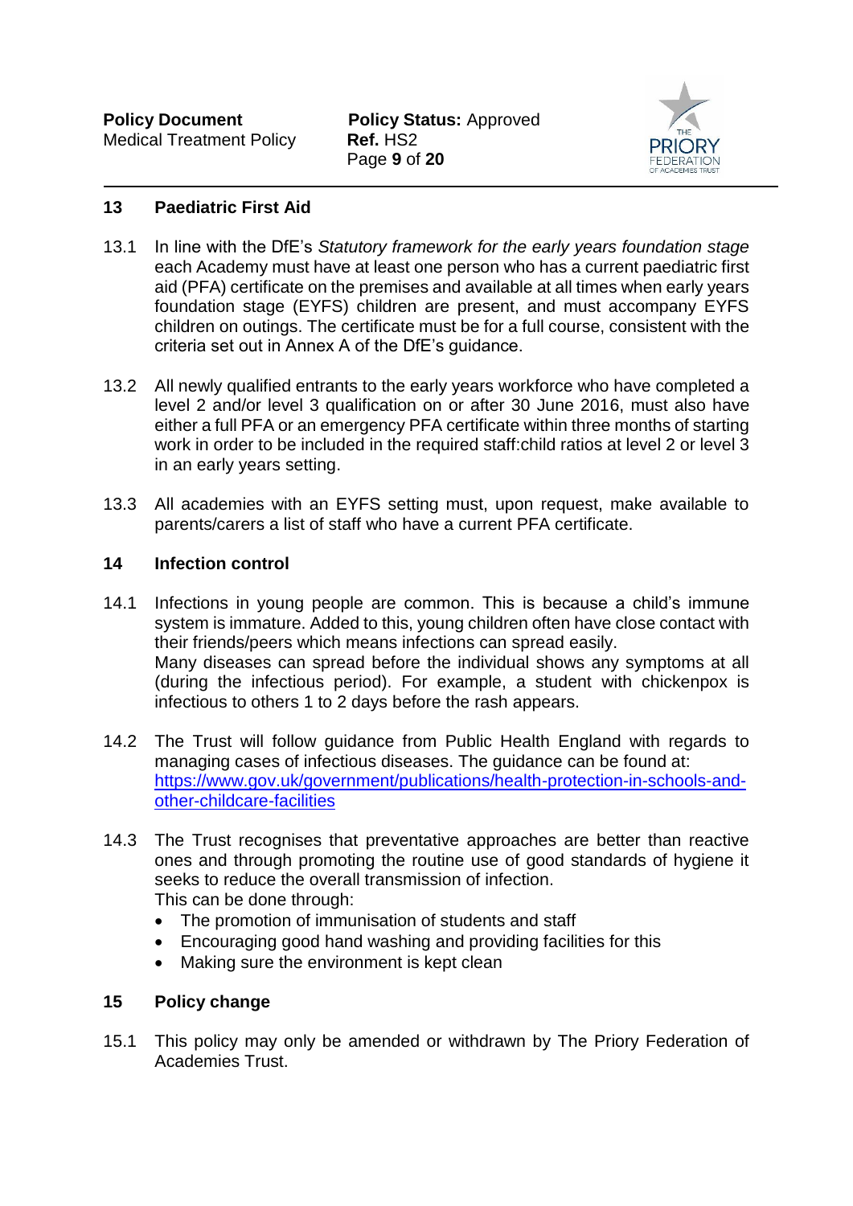## 13 Paediatric First Aid

13.1 In line with the DfE's *Statutory framework for the early years foundation stage* each Academy must have at least one person who has a current paediatric first aid (PFA) certificate on the premises and available at all times when early years foundation stage (EYFS) children are present, and must accompany EYFS children on outings. The certificate must be for a full course, consistent with the criteria set out in Annex A of the DfE's guidance.

13.2 All newly qualified entrants to the early years workforce who have completed a level 2 and/or level 3 qualification on or after 30 June 2016, must also have either a full PFA or an emergency PFA certificate within three months of starting work in order to be included in the required staff:child ratios at level 2 or level 3 in an early years setting.

13.3 All academies with an EYFS setting must, upon request, make available to parents/carers a list of staff who have a current PFA certificate.

## 14 Infection control

14.1 Infections in young people are common. This is because a child's immune system is immature. Added to this, young children often have close contact with their friends/peers which means infections can spread easily.
Many diseases can spread before the individual shows any symptoms at all (during the infectious period). For example, a student with chickenpox is infectious to others 1 to 2 days before the rash appears.

14.2 The Trust will follow guidance from Public Health England with regards to managing cases of infectious diseases. The guidance can be found at: [https://www.gov.uk/government/publications/health-protection-in-schools-and-other-childcare-facilities](https://www.gov.uk/government/publications/health-protection-in-schools-and-other-childcare-facilities)

14.3 The Trust recognises that preventative approaches are better than reactive ones and through promoting the routine use of good standards of hygiene it seeks to reduce the overall transmission of infection.
This can be done through:

- The promotion of immunisation of students and staff
- Encouraging good hand washing and providing facilities for this
- Making sure the environment is kept clean

## 15 Policy change

15.1 This policy may only be amended or withdrawn by The Priory Federation of Academies Trust.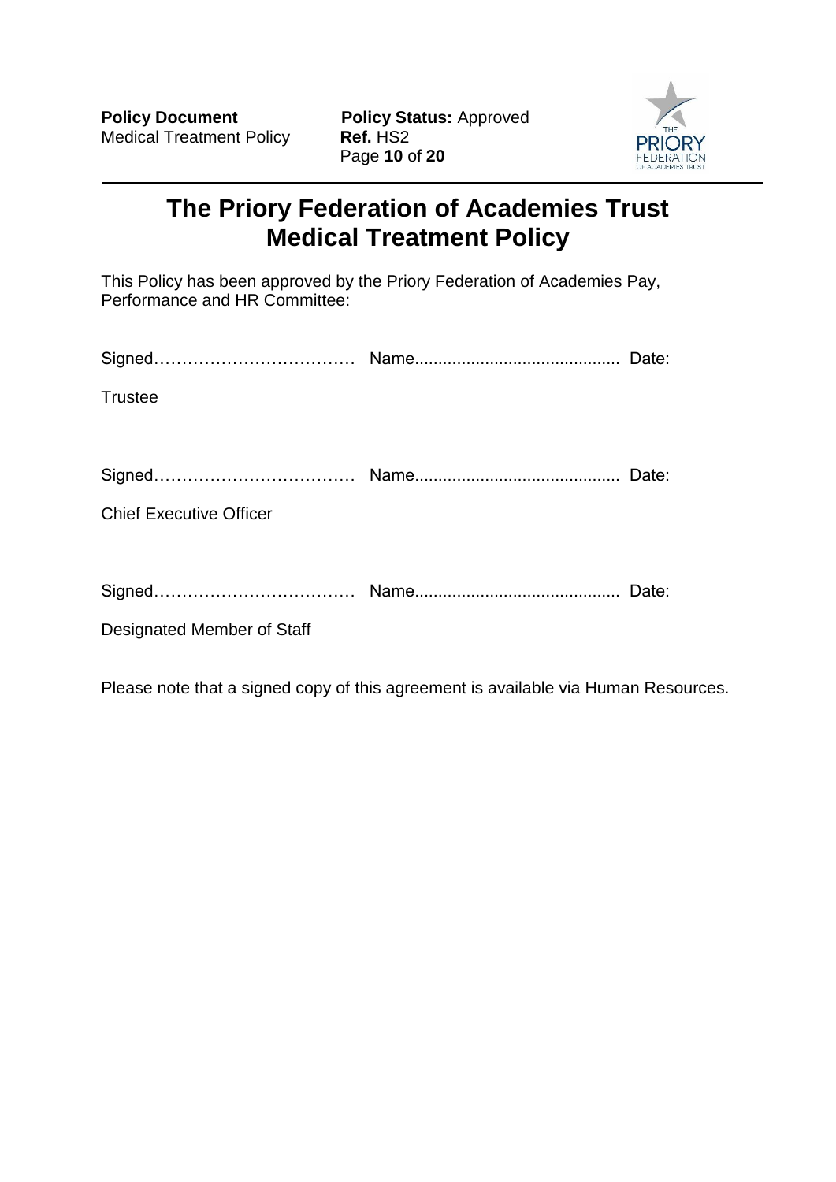# The Priory Federation of Academies Trust Medical Treatment Policy

This Policy has been approved by the Priory Federation of Academies Pay, Performance and HR Committee:

Signed……………………………… Name........................................... Date:

Trustee

Signed……………………………… Name........................................... Date:

Chief Executive Officer

Signed……………………………… Name........................................... Date:

Designated Member of Staff

Please note that a signed copy of this agreement is available via Human Resources.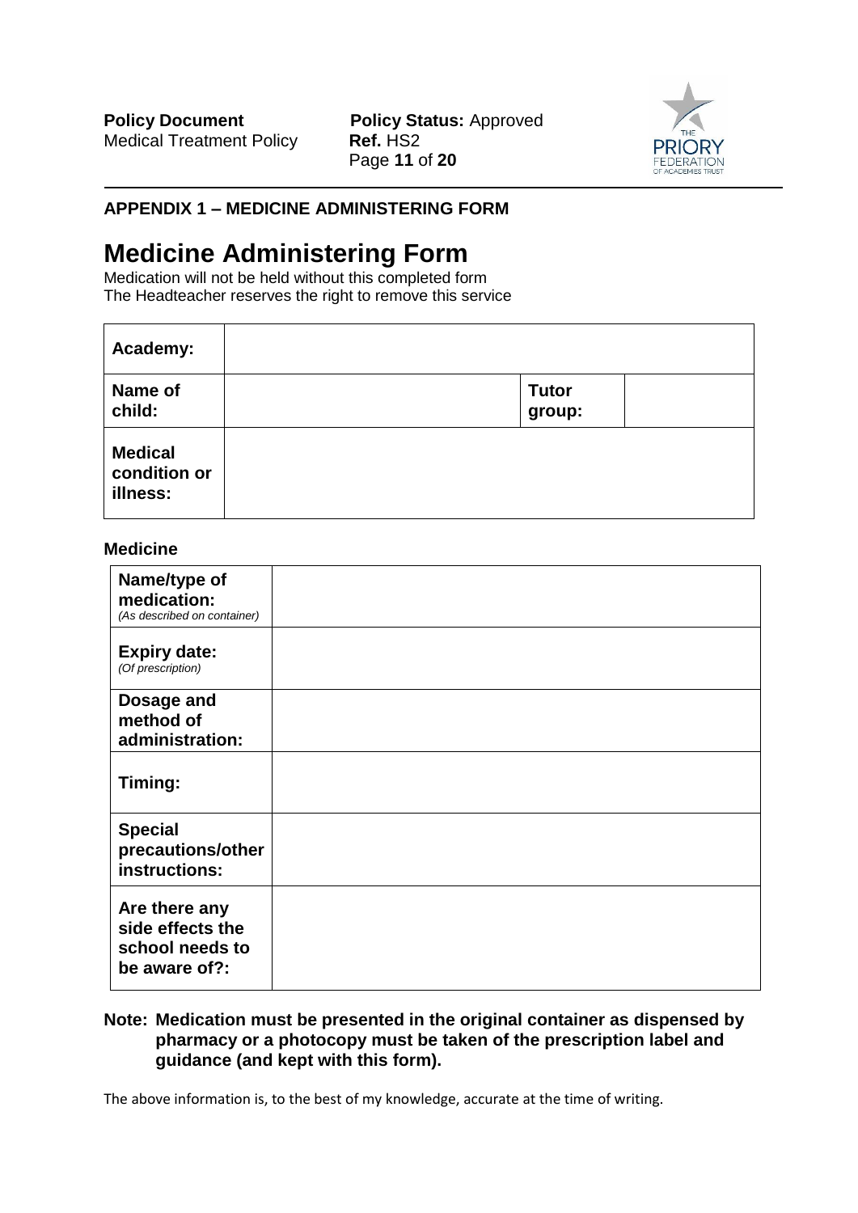**APPENDIX 1 – MEDICINE ADMINISTERING FORM**

# Medicine Administering Form

Medication will not be held without this completed form
The Headteacher reserves the right to remove this service

| **Academy:** | | | |
|---|---|---|---|
| **Name of child:** | | **Tutor group:** | |
| **Medical condition or illness:** | | | |

### Medicine

| **Name/type of medication:** *(As described on container)* | |
|---|---|
| **Expiry date:** *(Of prescription)* | |
| **Dosage and method of administration:** | |
| **Timing:** | |
| **Special precautions/other instructions:** | |
| **Are there any side effects the school needs to be aware of?:** | |

**Note: Medication must be presented in the original container as dispensed by pharmacy or a photocopy must be taken of the prescription label and guidance (and kept with this form).**

The above information is, to the best of my knowledge, accurate at the time of writing.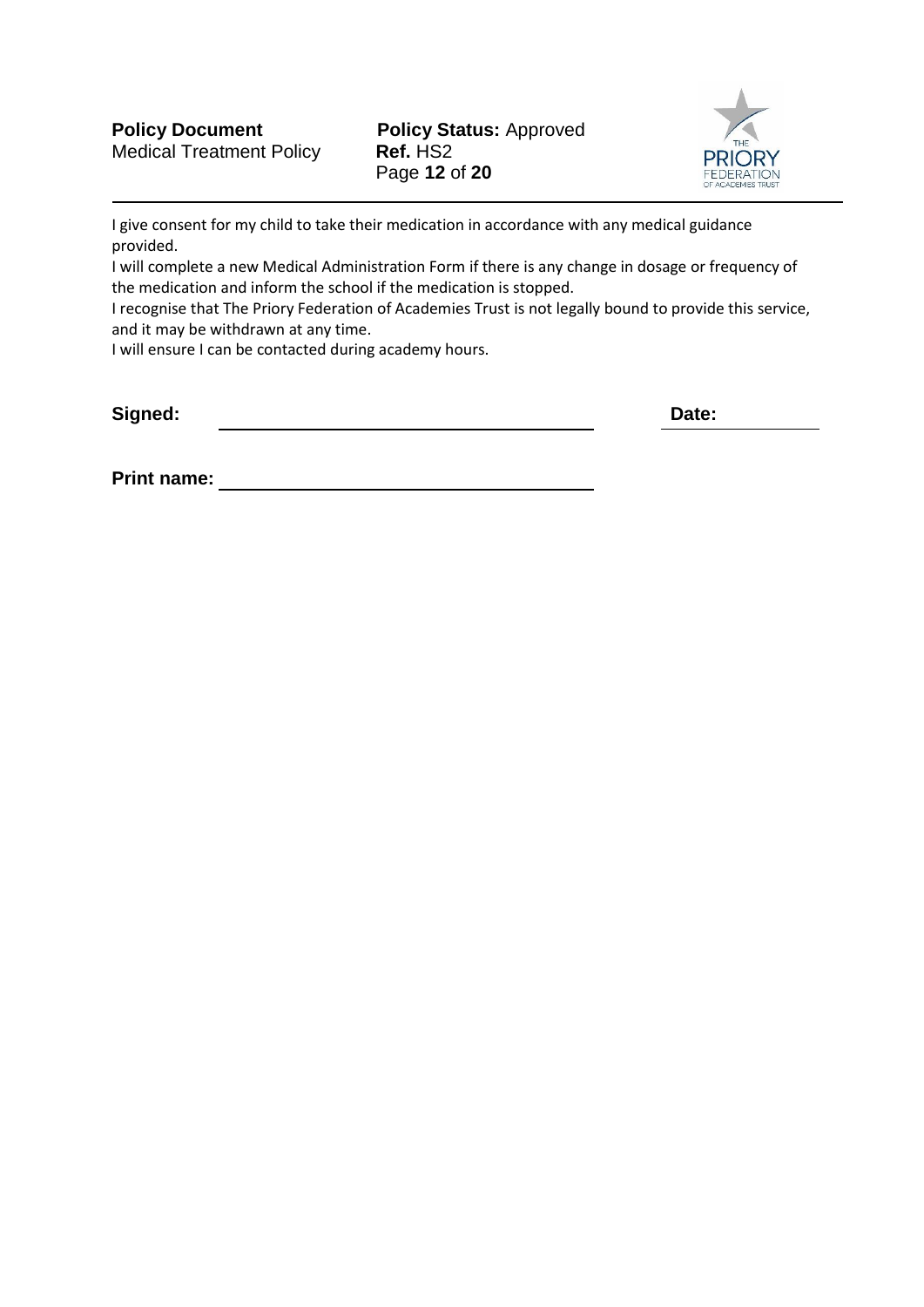I give consent for my child to take their medication in accordance with any medical guidance provided.
I will complete a new Medical Administration Form if there is any change in dosage or frequency of the medication and inform the school if the medication is stopped.
I recognise that The Priory Federation of Academies Trust is not legally bound to provide this service, and it may be withdrawn at any time.
I will ensure I can be contacted during academy hours.

**Signed:** ______________________________ **Date:** ____________

**Print name:** ______________________________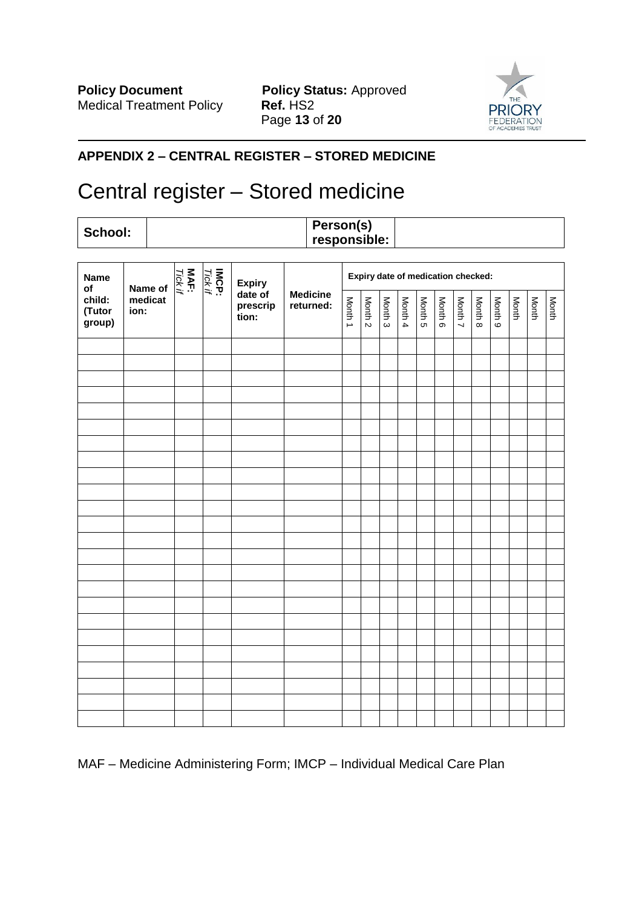## APPENDIX 2 – CENTRAL REGISTER – STORED MEDICINE

# Central register – Stored medicine

| **School:** | | **Person(s) responsible:** | |
|---|---|---|---|

| **Name of child: (Tutor group)** | **Name of medication:** | **MAF:** *Tick if* | **IMCP:** *Tick if* | **Expiry date of prescription:** | **Medicine returned:** | **Expiry date of medication checked:** | | | | | | | | | | | |
|---|---|---|---|---|---|---|---|---|---|---|---|---|---|---|---|---|---|
| | | | | | | Month 1 | Month 2 | Month 3 | Month 4 | Month 5 | Month 6 | Month 7 | Month 8 | Month 9 | Month | Month | Month |
| | | | | | | | | | | | | | | | | | |
| | | | | | | | | | | | | | | | | | |
| | | | | | | | | | | | | | | | | | |
| | | | | | | | | | | | | | | | | | |
| | | | | | | | | | | | | | | | | | |
| | | | | | | | | | | | | | | | | | |
| | | | | | | | | | | | | | | | | | |
| | | | | | | | | | | | | | | | | | |
| | | | | | | | | | | | | | | | | | |
| | | | | | | | | | | | | | | | | | |
| | | | | | | | | | | | | | | | | | |
| | | | | | | | | | | | | | | | | | |
| | | | | | | | | | | | | | | | | | |
| | | | | | | | | | | | | | | | | | |
| | | | | | | | | | | | | | | | | | |
| | | | | | | | | | | | | | | | | | |
| | | | | | | | | | | | | | | | | | |
| | | | | | | | | | | | | | | | | | |
| | | | | | | | | | | | | | | | | | |
| | | | | | | | | | | | | | | | | | |
| | | | | | | | | | | | | | | | | | |
| | | | | | | | | | | | | | | | | | |
| | | | | | | | | | | | | | | | | | |
| | | | | | | | | | | | | | | | | | |

MAF – Medicine Administering Form; IMCP – Individual Medical Care Plan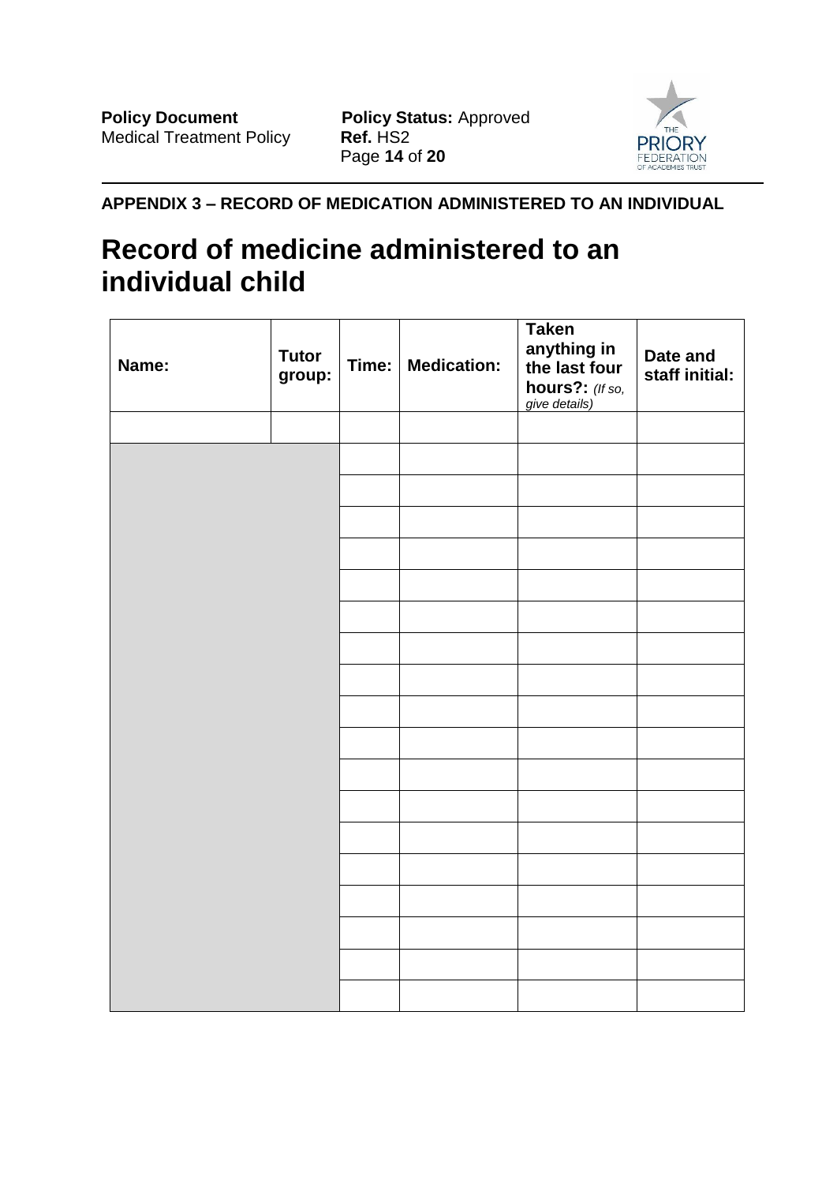**APPENDIX 3 – RECORD OF MEDICATION ADMINISTERED TO AN INDIVIDUAL**

# Record of medicine administered to an individual child

| Name: | Tutor group: | Time: | Medication: | Taken anything in the last four hours?: *(If so, give details)* | Date and staff initial: |
|---|---|---|---|---|---|
| | | | | | |
| | | | | | |
| | | | | | |
| | | | | | |
| | | | | | |
| | | | | | |
| | | | | | |
| | | | | | |
| | | | | | |
| | | | | | |
| | | | | | |
| | | | | | |
| | | | | | |
| | | | | | |
| | | | | | |
| | | | | | |
| | | | | | |
| | | | | | |
| | | | | | |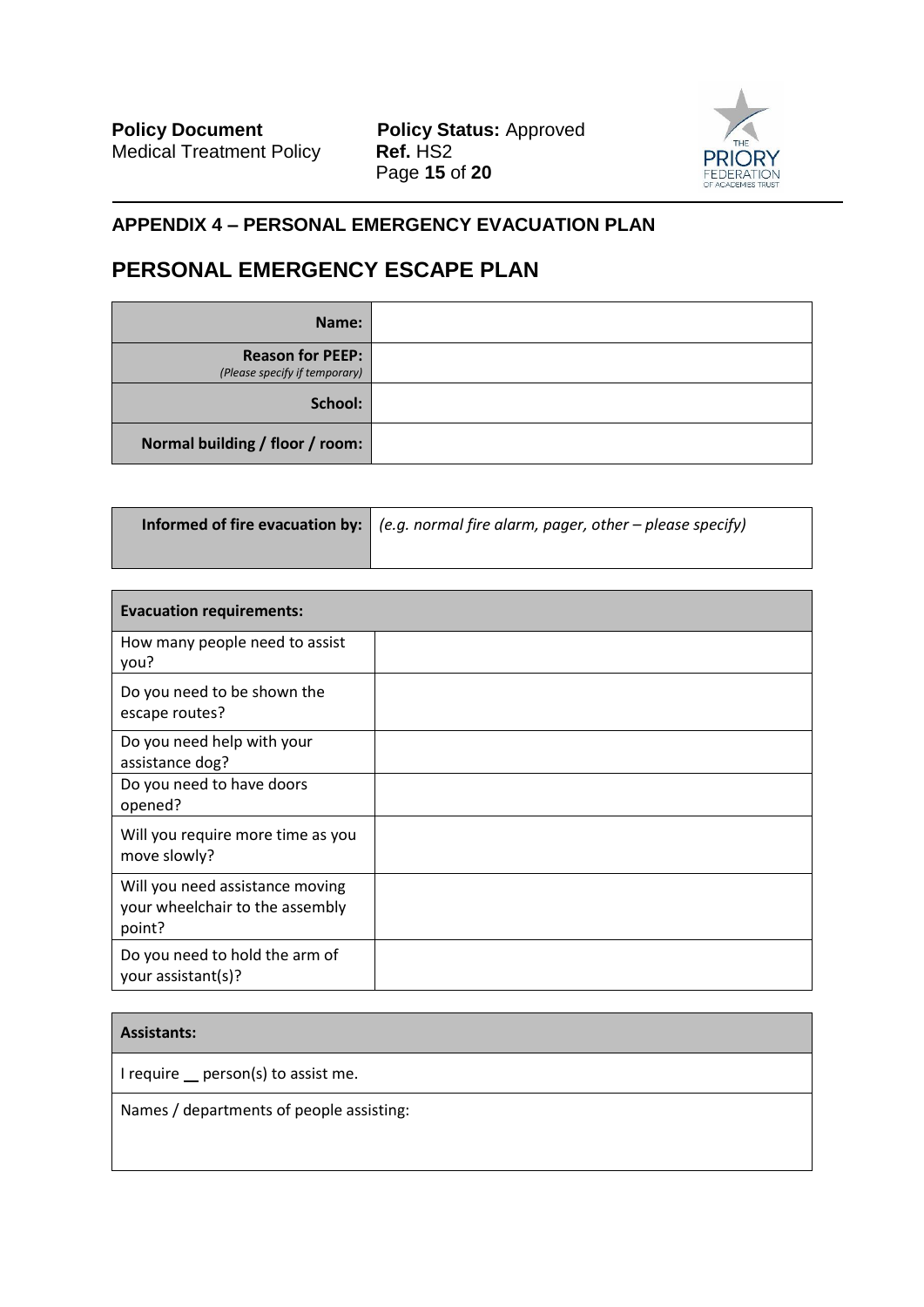## APPENDIX 4 – PERSONAL EMERGENCY EVACUATION PLAN

# PERSONAL EMERGENCY ESCAPE PLAN

| | |
|---|---|
| **Name:** | |
| **Reason for PEEP:** *(Please specify if temporary)* | |
| **School:** | |
| **Normal building / floor / room:** | |

| | |
|---|---|
| **Informed of fire evacuation by:** | *(e.g. normal fire alarm, pager, other – please specify)* |

| **Evacuation requirements:** | |
|---|---|
| How many people need to assist you? | |
| Do you need to be shown the escape routes? | |
| Do you need help with your assistance dog? | |
| Do you need to have doors opened? | |
| Will you require more time as you move slowly? | |
| Will you need assistance moving your wheelchair to the assembly point? | |
| Do you need to hold the arm of your assistant(s)? | |

| **Assistants:** |
|---|
| I require __ person(s) to assist me. |
| Names / departments of people assisting: |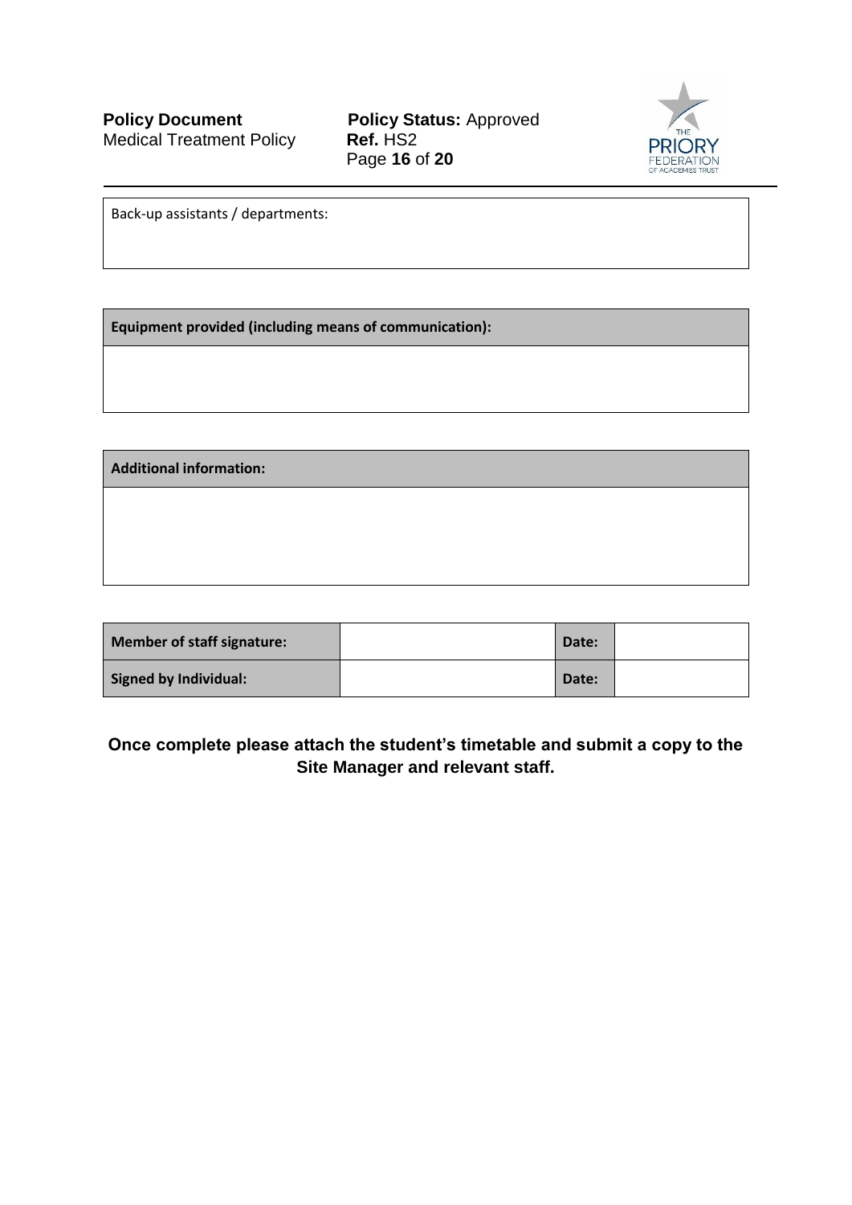| Back-up assistants / departments: |
| --- |
| |

| **Equipment provided (including means of communication):** |
| --- |
| |

| **Additional information:** |
| --- |
| |

| **Member of staff signature:** | | **Date:** | |
| --- | --- | --- | --- |
| **Signed by Individual:** | | **Date:** | |

**Once complete please attach the student's timetable and submit a copy to the Site Manager and relevant staff.**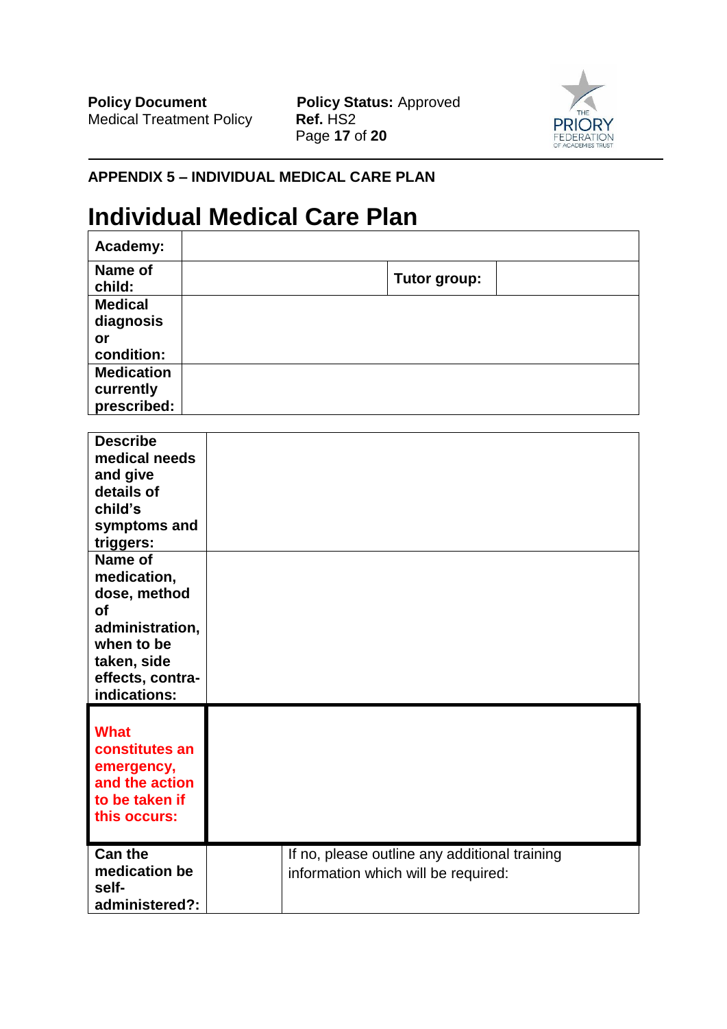**APPENDIX 5 – INDIVIDUAL MEDICAL CARE PLAN**

# Individual Medical Care Plan

| **Academy:** | | | |
|---|---|---|---|
| **Name of child:** | | **Tutor group:** | |
| **Medical diagnosis or condition:** | | | |
| **Medication currently prescribed:** | | | |

| **Describe medical needs and give details of child's symptoms and triggers:** | | |
|---|---|---|
| **Name of medication, dose, method of administration, when to be taken, side effects, contra-indications:** | | |
| **What constitutes an emergency, and the action to be taken if this occurs:** | | |
| **Can the medication be self-administered?:** | | If no, please outline any additional training information which will be required: |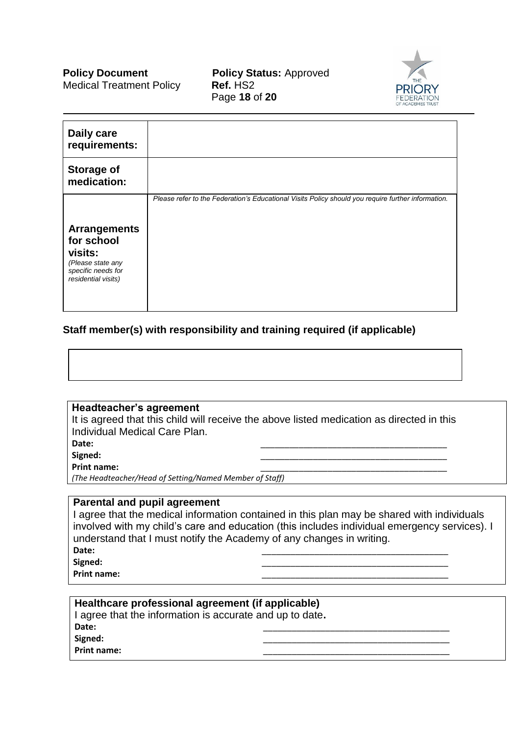| **Daily care requirements:** | |
|---|---|
| **Storage of medication:** | |
| **Arrangements for school visits:** *(Please state any specific needs for residential visits)* | *Please refer to the Federation's Educational Visits Policy should you require further information.* |

### Staff member(s) with responsibility and training required (if applicable)

| |
|---|
| |

**Headteacher's agreement**

It is agreed that this child will receive the above listed medication as directed in this Individual Medical Care Plan.

**Date:** ____________________________________

**Signed:** ____________________________________

**Print name:** ____________________________________

*(The Headteacher/Head of Setting/Named Member of Staff)*

**Parental and pupil agreement**

I agree that the medical information contained in this plan may be shared with individuals involved with my child's care and education (this includes individual emergency services). I understand that I must notify the Academy of any changes in writing.

**Date:** ____________________________________

**Signed:** ____________________________________

**Print name:** ____________________________________

**Healthcare professional agreement (if applicable)**

I agree that the information is accurate and up to date**.**

**Date:** ____________________________________

**Signed:** ____________________________________

**Print name:** ____________________________________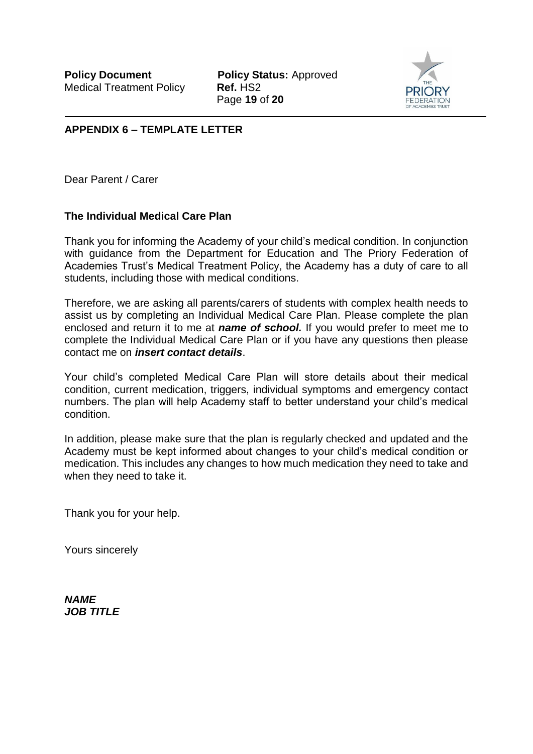## APPENDIX 6 – TEMPLATE LETTER

Dear Parent / Carer

**The Individual Medical Care Plan**

Thank you for informing the Academy of your child's medical condition. In conjunction with guidance from the Department for Education and The Priory Federation of Academies Trust's Medical Treatment Policy, the Academy has a duty of care to all students, including those with medical conditions.

Therefore, we are asking all parents/carers of students with complex health needs to assist us by completing an Individual Medical Care Plan. Please complete the plan enclosed and return it to me at ***name of school.*** If you would prefer to meet me to complete the Individual Medical Care Plan or if you have any questions then please contact me on ***insert contact details***.

Your child's completed Medical Care Plan will store details about their medical condition, current medication, triggers, individual symptoms and emergency contact numbers. The plan will help Academy staff to better understand your child's medical condition.

In addition, please make sure that the plan is regularly checked and updated and the Academy must be kept informed about changes to your child's medical condition or medication. This includes any changes to how much medication they need to take and when they need to take it.

Thank you for your help.

Yours sincerely

***NAME***
***JOB TITLE***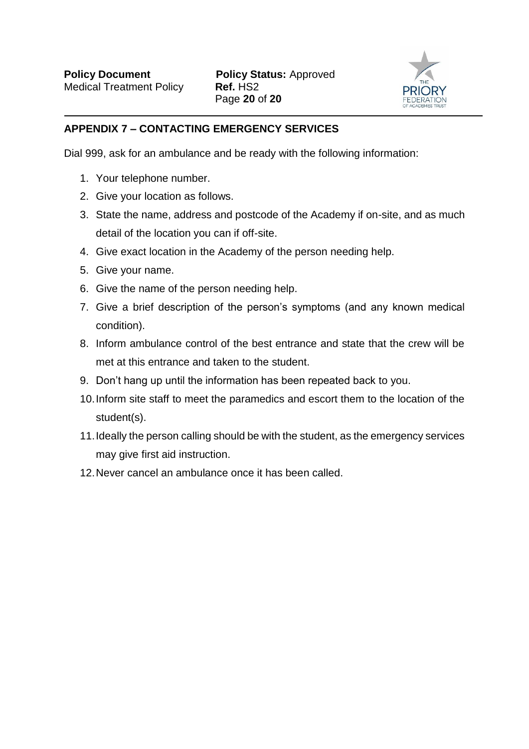## APPENDIX 7 – CONTACTING EMERGENCY SERVICES

Dial 999, ask for an ambulance and be ready with the following information:

1. Your telephone number.
2. Give your location as follows.
3. State the name, address and postcode of the Academy if on-site, and as much detail of the location you can if off-site.
4. Give exact location in the Academy of the person needing help.
5. Give your name.
6. Give the name of the person needing help.
7. Give a brief description of the person's symptoms (and any known medical condition).
8. Inform ambulance control of the best entrance and state that the crew will be met at this entrance and taken to the student.
9. Don't hang up until the information has been repeated back to you.
10. Inform site staff to meet the paramedics and escort them to the location of the student(s).
11. Ideally the person calling should be with the student, as the emergency services may give first aid instruction.
12. Never cancel an ambulance once it has been called.